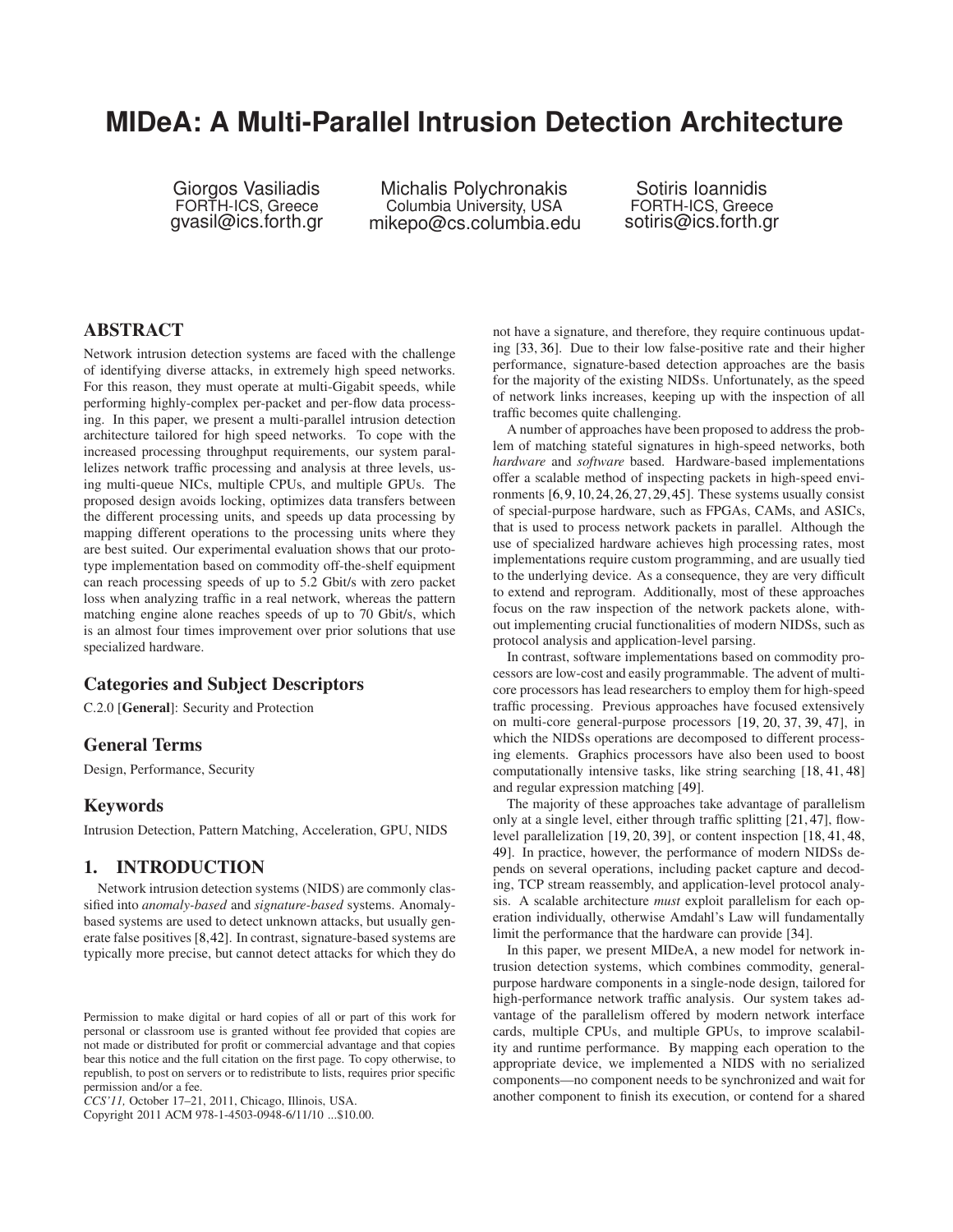# MIDeA: A Multi-Parallel Intrusion Detection Architecture

Giorgos Vasiliadis
FORTH-ICS, Greece
gvasil@ics.forth.gr

Michalis Polychronakis
Columbia University, USA
mikepo@cs.columbia.edu

Sotiris Ioannidis
FORTH-ICS, Greece
sotiris@ics.forth.gr

## ABSTRACT

Network intrusion detection systems are faced with the challenge of identifying diverse attacks, in extremely high speed networks. For this reason, they must operate at multi-Gigabit speeds, while performing highly-complex per-packet and per-flow data processing. In this paper, we present a multi-parallel intrusion detection architecture tailored for high speed networks. To cope with the increased processing throughput requirements, our system parallelizes network traffic processing and analysis at three levels, using multi-queue NICs, multiple CPUs, and multiple GPUs. The proposed design avoids locking, optimizes data transfers between the different processing units, and speeds up data processing by mapping different operations to the processing units where they are best suited. Our experimental evaluation shows that our prototype implementation based on commodity off-the-shelf equipment can reach processing speeds of up to 5.2 Gbit/s with zero packet loss when analyzing traffic in a real network, whereas the pattern matching engine alone reaches speeds of up to 70 Gbit/s, which is an almost four times improvement over prior solutions that use specialized hardware.

### Categories and Subject Descriptors

C.2.0 [**General**]: Security and Protection

### General Terms

Design, Performance, Security

### Keywords

Intrusion Detection, Pattern Matching, Acceleration, GPU, NIDS

## 1. INTRODUCTION

Network intrusion detection systems (NIDS) are commonly classified into *anomaly-based* and *signature-based* systems. Anomaly-based systems are used to detect unknown attacks, but usually generate false positives [8,42]. In contrast, signature-based systems are typically more precise, but cannot detect attacks for which they do not have a signature, and therefore, they require continuous updating [33, 36]. Due to their low false-positive rate and their higher performance, signature-based detection approaches are the basis for the majority of the existing NIDSs. Unfortunately, as the speed of network links increases, keeping up with the inspection of all traffic becomes quite challenging.

A number of approaches have been proposed to address the problem of matching stateful signatures in high-speed networks, both *hardware* and *software* based. Hardware-based implementations offer a scalable method of inspecting packets in high-speed environments [6, 9, 10, 24, 26, 27, 29, 45]. These systems usually consist of special-purpose hardware, such as FPGAs, CAMs, and ASICs, that is used to process network packets in parallel. Although the use of specialized hardware achieves high processing rates, most implementations require custom programming, and are usually tied to the underlying device. As a consequence, they are very difficult to extend and reprogram. Additionally, most of these approaches focus on the raw inspection of the network packets alone, without implementing crucial functionalities of modern NIDSs, such as protocol analysis and application-level parsing.

In contrast, software implementations based on commodity processors are low-cost and easily programmable. The advent of multi-core processors has lead researchers to employ them for high-speed traffic processing. Previous approaches have focused extensively on multi-core general-purpose processors [19, 20, 37, 39, 47], in which the NIDSs operations are decomposed to different processing elements. Graphics processors have also been used to boost computationally intensive tasks, like string searching [18, 41, 48] and regular expression matching [49].

The majority of these approaches take advantage of parallelism only at a single level, either through traffic splitting [21, 47], flow-level parallelization [19, 20, 39], or content inspection [18, 41, 48, 49]. In practice, however, the performance of modern NIDSs depends on several operations, including packet capture and decoding, TCP stream reassembly, and application-level protocol analysis. A scalable architecture *must* exploit parallelism for each operation individually, otherwise Amdahl's Law will fundamentally limit the performance that the hardware can provide [34].

In this paper, we present MIDeA, a new model for network intrusion detection systems, which combines commodity, general-purpose hardware components in a single-node design, tailored for high-performance network traffic analysis. Our system takes advantage of the parallelism offered by modern network interface cards, multiple CPUs, and multiple GPUs, to improve scalability and runtime performance. By mapping each operation to the appropriate device, we implemented a NIDS with no serialized components—no component needs to be synchronized and wait for another component to finish its execution, or contend for a shared

Permission to make digital or hard copies of all or part of this work for personal or classroom use is granted without fee provided that copies are not made or distributed for profit or commercial advantage and that copies bear this notice and the full citation on the first page. To copy otherwise, to republish, to post on servers or to redistribute to lists, requires prior specific permission and/or a fee.
*CCS'11,* October 17–21, 2011, Chicago, Illinois, USA.
Copyright 2011 ACM 978-1-4503-0948-6/11/10 ...$10.00.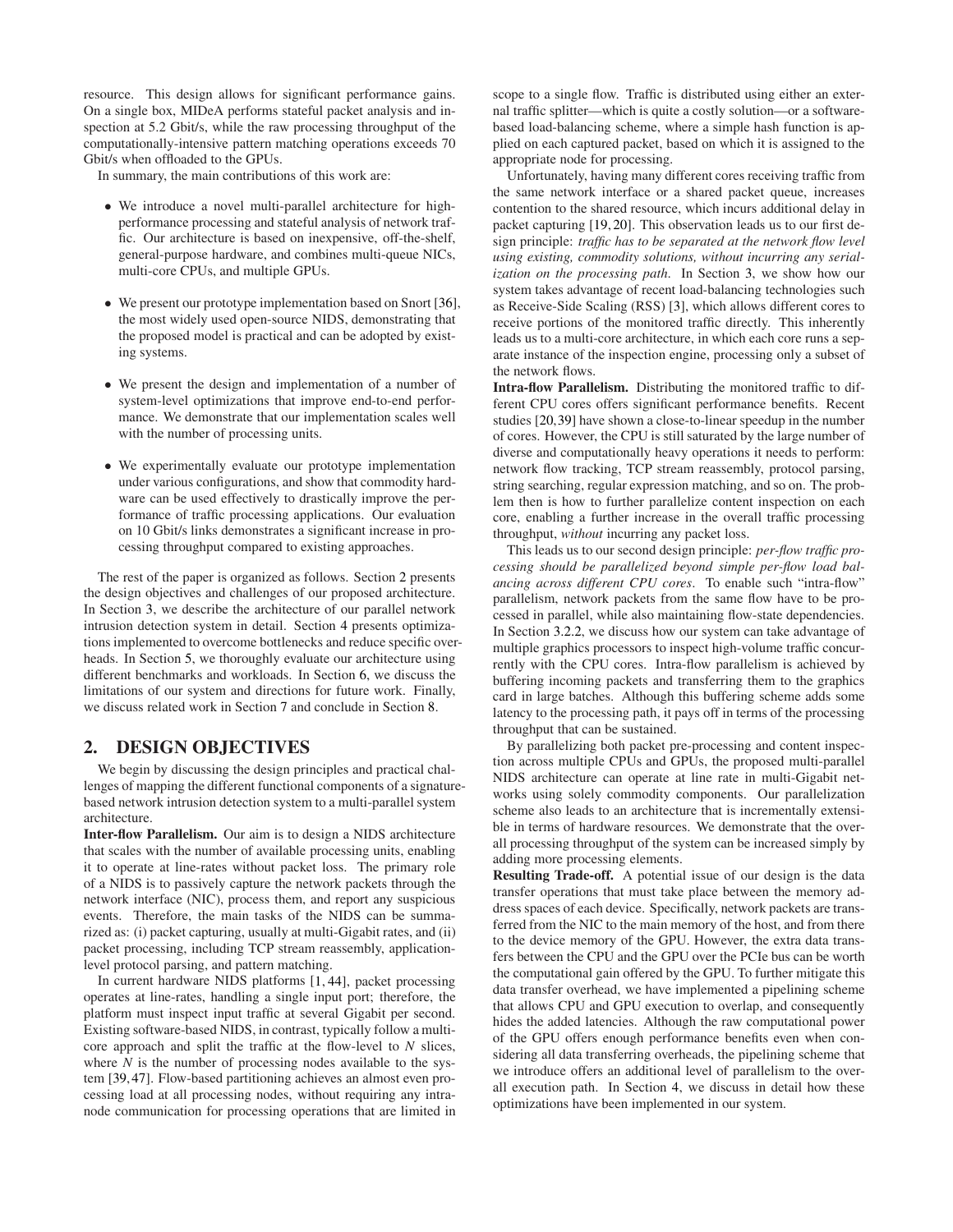resource. This design allows for significant performance gains. On a single box, MIDeA performs stateful packet analysis and inspection at 5.2 Gbit/s, while the raw processing throughput of the computationally-intensive pattern matching operations exceeds 70 Gbit/s when offloaded to the GPUs.

In summary, the main contributions of this work are:

- We introduce a novel multi-parallel architecture for high-performance processing and stateful analysis of network traffic. Our architecture is based on inexpensive, off-the-shelf, general-purpose hardware, and combines multi-queue NICs, multi-core CPUs, and multiple GPUs.
- We present our prototype implementation based on Snort [36], the most widely used open-source NIDS, demonstrating that the proposed model is practical and can be adopted by existing systems.
- We present the design and implementation of a number of system-level optimizations that improve end-to-end performance. We demonstrate that our implementation scales well with the number of processing units.
- We experimentally evaluate our prototype implementation under various configurations, and show that commodity hardware can be used effectively to drastically improve the performance of traffic processing applications. Our evaluation on 10 Gbit/s links demonstrates a significant increase in processing throughput compared to existing approaches.

The rest of the paper is organized as follows. Section 2 presents the design objectives and challenges of our proposed architecture. In Section 3, we describe the architecture of our parallel network intrusion detection system in detail. Section 4 presents optimizations implemented to overcome bottlenecks and reduce specific overheads. In Section 5, we thoroughly evaluate our architecture using different benchmarks and workloads. In Section 6, we discuss the limitations of our system and directions for future work. Finally, we discuss related work in Section 7 and conclude in Section 8.

## 2. DESIGN OBJECTIVES

We begin by discussing the design principles and practical challenges of mapping the different functional components of a signature-based network intrusion detection system to a multi-parallel system architecture.

**Inter-flow Parallelism.** Our aim is to design a NIDS architecture that scales with the number of available processing units, enabling it to operate at line-rates without packet loss. The primary role of a NIDS is to passively capture the network packets through the network interface (NIC), process them, and report any suspicious events. Therefore, the main tasks of the NIDS can be summarized as: (i) packet capturing, usually at multi-Gigabit rates, and (ii) packet processing, including TCP stream reassembly, application-level protocol parsing, and pattern matching.

In current hardware NIDS platforms [1, 44], packet processing operates at line-rates, handling a single input port; therefore, the platform must inspect input traffic at several Gigabit per second. Existing software-based NIDS, in contrast, typically follow a multi-core approach and split the traffic at the flow-level to $N$ slices, where $N$ is the number of processing nodes available to the system [39, 47]. Flow-based partitioning achieves an almost even processing load at all processing nodes, without requiring any intra-node communication for processing operations that are limited in scope to a single flow. Traffic is distributed using either an external traffic splitter—which is quite a costly solution—or a software-based load-balancing scheme, where a simple hash function is applied on each captured packet, based on which it is assigned to the appropriate node for processing.

Unfortunately, having many different cores receiving traffic from the same network interface or a shared packet queue, increases contention to the shared resource, which incurs additional delay in packet capturing [19, 20]. This observation leads us to our first design principle: *traffic has to be separated at the network flow level using existing, commodity solutions, without incurring any serialization on the processing path*. In Section 3, we show how our system takes advantage of recent load-balancing technologies such as Receive-Side Scaling (RSS) [3], which allows different cores to receive portions of the monitored traffic directly. This inherently leads us to a multi-core architecture, in which each core runs a separate instance of the inspection engine, processing only a subset of the network flows.

**Intra-flow Parallelism.** Distributing the monitored traffic to different CPU cores offers significant performance benefits. Recent studies [20, 39] have shown a close-to-linear speedup in the number of cores. However, the CPU is still saturated by the large number of diverse and computationally heavy operations it needs to perform: network flow tracking, TCP stream reassembly, protocol parsing, string searching, regular expression matching, and so on. The problem then is how to further parallelize content inspection on each core, enabling a further increase in the overall traffic processing throughput, *without* incurring any packet loss.

This leads us to our second design principle: *per-flow traffic processing should be parallelized beyond simple per-flow load balancing across different CPU cores*. To enable such "intra-flow" parallelism, network packets from the same flow have to be processed in parallel, while also maintaining flow-state dependencies. In Section 3.2.2, we discuss how our system can take advantage of multiple graphics processors to inspect high-volume traffic concurrently with the CPU cores. Intra-flow parallelism is achieved by buffering incoming packets and transferring them to the graphics card in large batches. Although this buffering scheme adds some latency to the processing path, it pays off in terms of the processing throughput that can be sustained.

By parallelizing both packet pre-processing and content inspection across multiple CPUs and GPUs, the proposed multi-parallel NIDS architecture can operate at line rate in multi-Gigabit networks using solely commodity components. Our parallelization scheme also leads to an architecture that is incrementally extensible in terms of hardware resources. We demonstrate that the overall processing throughput of the system can be increased simply by adding more processing elements.

**Resulting Trade-off.** A potential issue of our design is the data transfer operations that must take place between the memory address spaces of each device. Specifically, network packets are transferred from the NIC to the main memory of the host, and from there to the device memory of the GPU. However, the extra data transfers between the CPU and the GPU over the PCIe bus can be worth the computational gain offered by the GPU. To further mitigate this data transfer overhead, we have implemented a pipelining scheme that allows CPU and GPU execution to overlap, and consequently hides the added latencies. Although the raw computational power of the GPU offers enough performance benefits even when considering all data transferring overheads, the pipelining scheme that we introduce offers an additional level of parallelism to the overall execution path. In Section 4, we discuss in detail how these optimizations have been implemented in our system.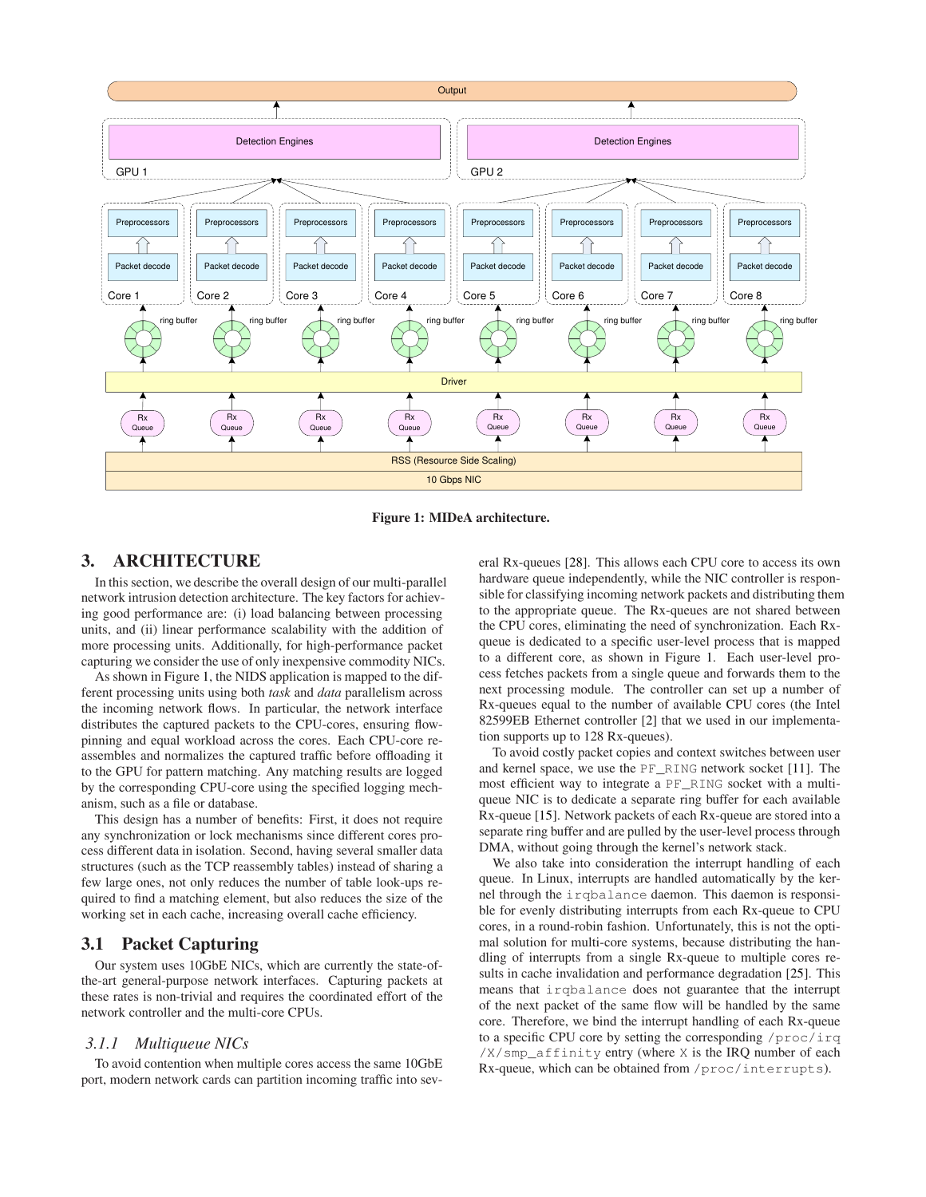Output

Detection Engines

GPU 1

Detection Engines

GPU 2

Preprocessors

Packet decode

Core 1

Core 2

Core 3

Core 4

Core 5

Core 6

Core 7

Core 8

ring buffer

Driver

Rx Queue

RSS (Resource Side Scaling)

10 Gbps NIC

**Figure 1: MIDeA architecture.**

## 3. ARCHITECTURE

In this section, we describe the overall design of our multi-parallel network intrusion detection architecture. The key factors for achieving good performance are: (i) load balancing between processing units, and (ii) linear performance scalability with the addition of more processing units. Additionally, for high-performance packet capturing we consider the use of only inexpensive commodity NICs.

As shown in Figure 1, the NIDS application is mapped to the different processing units using both *task* and *data* parallelism across the incoming network flows. In particular, the network interface distributes the captured packets to the CPU-cores, ensuring flow-pinning and equal workload across the cores. Each CPU-core reassembles and normalizes the captured traffic before offloading it to the GPU for pattern matching. Any matching results are logged by the corresponding CPU-core using the specified logging mechanism, such as a file or database.

This design has a number of benefits: First, it does not require any synchronization or lock mechanisms since different cores process different data in isolation. Second, having several smaller data structures (such as the TCP reassembly tables) instead of sharing a few large ones, not only reduces the number of table look-ups required to find a matching element, but also reduces the size of the working set in each cache, increasing overall cache efficiency.

### 3.1 Packet Capturing

Our system uses 10GbE NICs, which are currently the state-of-the-art general-purpose network interfaces. Capturing packets at these rates is non-trivial and requires the coordinated effort of the network controller and the multi-core CPUs.

#### *3.1.1 Multiqueue NICs*

To avoid contention when multiple cores access the same 10GbE port, modern network cards can partition incoming traffic into several Rx-queues [28]. This allows each CPU core to access its own hardware queue independently, while the NIC controller is responsible for classifying incoming network packets and distributing them to the appropriate queue. The Rx-queues are not shared between the CPU cores, eliminating the need of synchronization. Each Rx-queue is dedicated to a specific user-level process that is mapped to a different core, as shown in Figure 1. Each user-level process fetches packets from a single queue and forwards them to the next processing module. The controller can set up a number of Rx-queues equal to the number of available CPU cores (the Intel 82599EB Ethernet controller [2] that we used in our implementation supports up to 128 Rx-queues).

To avoid costly packet copies and context switches between user and kernel space, we use the `PF_RING` network socket [11]. The most efficient way to integrate a `PF_RING` socket with a multi-queue NIC is to dedicate a separate ring buffer for each available Rx-queue [15]. Network packets of each Rx-queue are stored into a separate ring buffer and are pulled by the user-level process through DMA, without going through the kernel's network stack.

We also take into consideration the interrupt handling of each queue. In Linux, interrupts are handled automatically by the kernel through the `irqbalance` daemon. This daemon is responsible for evenly distributing interrupts from each Rx-queue to CPU cores, in a round-robin fashion. Unfortunately, this is not the optimal solution for multi-core systems, because distributing the handling of interrupts from a single Rx-queue to multiple cores results in cache invalidation and performance degradation [25]. This means that `irqbalance` does not guarantee that the interrupt of the next packet of the same flow will be handled by the same core. Therefore, we bind the interrupt handling of each Rx-queue to a specific CPU core by setting the corresponding `/proc/irq/X/smp_affinity` entry (where `X` is the IRQ number of each Rx-queue, which can be obtained from `/proc/interrupts`).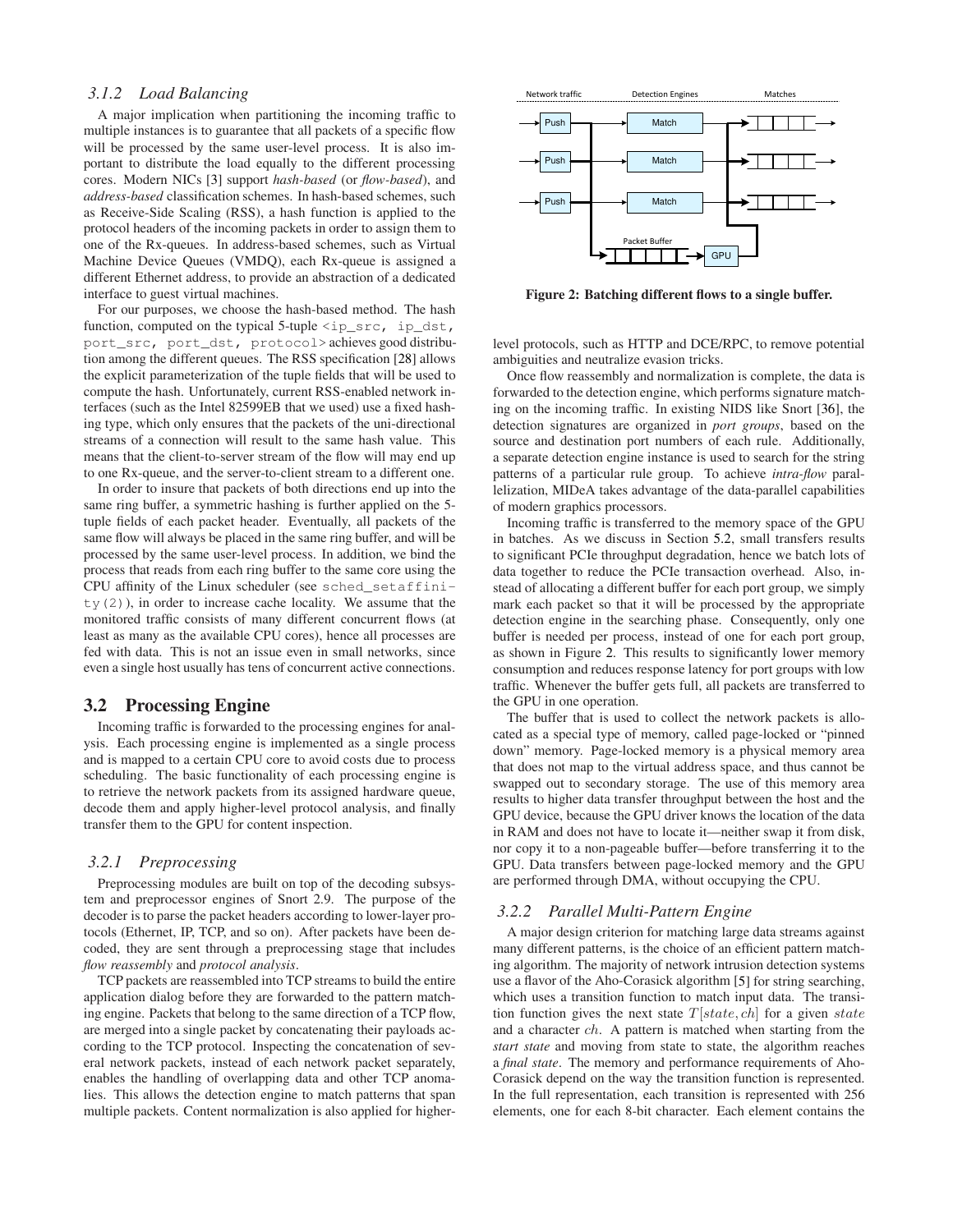### 3.1.2 Load Balancing

A major implication when partitioning the incoming traffic to multiple instances is to guarantee that all packets of a specific flow will be processed by the same user-level process. It is also important to distribute the load equally to the different processing cores. Modern NICs [3] support *hash-based* (or *flow-based*), and *address-based* classification schemes. In hash-based schemes, such as Receive-Side Scaling (RSS), a hash function is applied to the protocol headers of the incoming packets in order to assign them to one of the Rx-queues. In address-based schemes, such as Virtual Machine Device Queues (VMDQ), each Rx-queue is assigned a different Ethernet address, to provide an abstraction of a dedicated interface to guest virtual machines.

For our purposes, we choose the hash-based method. The hash function, computed on the typical 5-tuple `<ip_src, ip_dst, port_src, port_dst, protocol>` achieves good distribution among the different queues. The RSS specification [28] allows the explicit parameterization of the tuple fields that will be used to compute the hash. Unfortunately, current RSS-enabled network interfaces (such as the Intel 82599EB that we used) use a fixed hashing type, which only ensures that the packets of the uni-directional streams of a connection will result to the same hash value. This means that the client-to-server stream of the flow will may end up to one Rx-queue, and the server-to-client stream to a different one.

In order to insure that packets of both directions end up into the same ring buffer, a symmetric hashing is further applied on the 5-tuple fields of each packet header. Eventually, all packets of the same flow will always be placed in the same ring buffer, and will be processed by the same user-level process. In addition, we bind the process that reads from each ring buffer to the same core using the CPU affinity of the Linux scheduler (see `sched_setaffinity(2)`), in order to increase cache locality. We assume that the monitored traffic consists of many different concurrent flows (at least as many as the available CPU cores), hence all processes are fed with data. This is not an issue even in small networks, since even a single host usually has tens of concurrent active connections.

## 3.2 Processing Engine

Incoming traffic is forwarded to the processing engines for analysis. Each processing engine is implemented as a single process and is mapped to a certain CPU core to avoid costs due to process scheduling. The basic functionality of each processing engine is to retrieve the network packets from its assigned hardware queue, decode them and apply higher-level protocol analysis, and finally transfer them to the GPU for content inspection.

### 3.2.1 Preprocessing

Preprocessing modules are built on top of the decoding subsystem and preprocessor engines of Snort 2.9. The purpose of the decoder is to parse the packet headers according to lower-layer protocols (Ethernet, IP, TCP, and so on). After packets have been decoded, they are sent through a preprocessing stage that includes *flow reassembly* and *protocol analysis*.

TCP packets are reassembled into TCP streams to build the entire application dialog before they are forwarded to the pattern matching engine. Packets that belong to the same direction of a TCP flow, are merged into a single packet by concatenating their payloads according to the TCP protocol. Inspecting the concatenation of several network packets, instead of each network packet separately, enables the handling of overlapping data and other TCP anomalies. This allows the detection engine to match patterns that span multiple packets. Content normalization is also applied for higher-level protocols, such as HTTP and DCE/RPC, to remove potential ambiguities and neutralize evasion tricks.

**Figure 2: Batching different flows to a single buffer.**

Once flow reassembly and normalization is complete, the data is forwarded to the detection engine, which performs signature matching on the incoming traffic. In existing NIDS like Snort [36], the detection signatures are organized in *port groups*, based on the source and destination port numbers of each rule. Additionally, a separate detection engine instance is used to search for the string patterns of a particular rule group. To achieve *intra-flow* parallelization, MIDeA takes advantage of the data-parallel capabilities of modern graphics processors.

Incoming traffic is transferred to the memory space of the GPU in batches. As we discuss in Section 5.2, small transfers results to significant PCIe throughput degradation, hence we batch lots of data together to reduce the PCIe transaction overhead. Also, instead of allocating a different buffer for each port group, we simply mark each packet so that it will be processed by the appropriate detection engine in the searching phase. Consequently, only one buffer is needed per process, instead of one for each port group, as shown in Figure 2. This results to significantly lower memory consumption and reduces response latency for port groups with low traffic. Whenever the buffer gets full, all packets are transferred to the GPU in one operation.

The buffer that is used to collect the network packets is allocated as a special type of memory, called page-locked or "pinned down" memory. Page-locked memory is a physical memory area that does not map to the virtual address space, and thus cannot be swapped out to secondary storage. The use of this memory area results to higher data transfer throughput between the host and the GPU device, because the GPU driver knows the location of the data in RAM and does not have to locate it—neither swap it from disk, nor copy it to a non-pageable buffer—before transferring it to the GPU. Data transfers between page-locked memory and the GPU are performed through DMA, without occupying the CPU.

### 3.2.2 Parallel Multi-Pattern Engine

A major design criterion for matching large data streams against many different patterns, is the choice of an efficient pattern matching algorithm. The majority of network intrusion detection systems use a flavor of the Aho-Corasick algorithm [5] for string searching, which uses a transition function to match input data. The transition function gives the next state $T[state, ch]$ for a given $state$ and a character $ch$. A pattern is matched when starting from the *start state* and moving from state to state, the algorithm reaches a *final state*. The memory and performance requirements of Aho-Corasick depend on the way the transition function is represented. In the full representation, each transition is represented with 256 elements, one for each 8-bit character. Each element contains the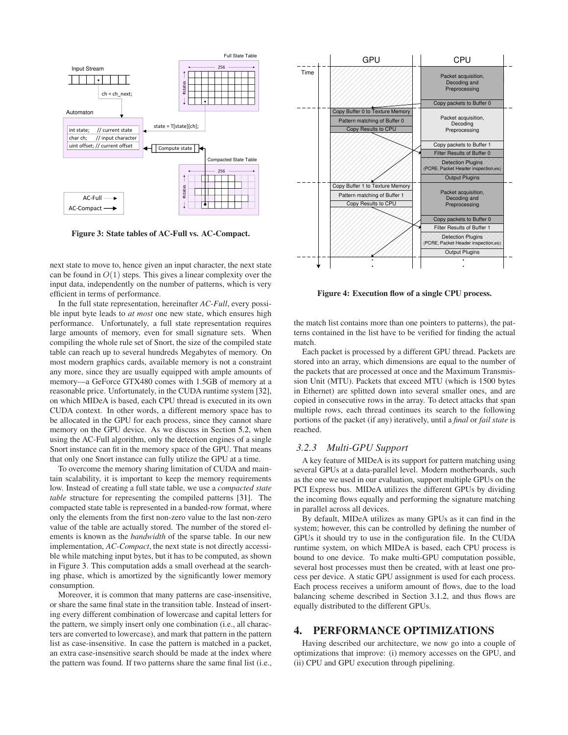Full State Table

Input Stream

256

#states

ch = ch_next;

Automaton

state = T[state][ch];

int state; // current state
char ch; // input character
uint offset; // current offset

Compute state

Compacted State Table

256

#states

AC-Full

AC-Compact

**Figure 3: State tables of AC-Full vs. AC-Compact.**

next state to move to, hence given an input character, the next state can be found in $O(1)$ steps. This gives a linear complexity over the input data, independently on the number of patterns, which is very efficient in terms of performance.

In the full state representation, hereinafter *AC-Full*, every possible input byte leads to *at most* one new state, which ensures high performance. Unfortunately, a full state representation requires large amounts of memory, even for small signature sets. When compiling the whole rule set of Snort, the size of the compiled state table can reach up to several hundreds Megabytes of memory. On most modern graphics cards, available memory is not a constraint any more, since they are usually equipped with ample amounts of memory—a GeForce GTX480 comes with 1.5GB of memory at a reasonable price. Unfortunately, in the CUDA runtime system [32], on which MIDeA is based, each CPU thread is executed in its own CUDA context. In other words, a different memory space has to be allocated in the GPU for each process, since they cannot share memory on the GPU device. As we discuss in Section 5.2, when using the AC-Full algorithm, only the detection engines of a single Snort instance can fit in the memory space of the GPU. That means that only one Snort instance can fully utilize the GPU at a time.

To overcome the memory sharing limitation of CUDA and maintain scalability, it is important to keep the memory requirements low. Instead of creating a full state table, we use a *compacted state table* structure for representing the compiled patterns [31]. The compacted state table is represented in a banded-row format, where only the elements from the first non-zero value to the last non-zero value of the table are actually stored. The number of the stored elements is known as the *bandwidth* of the sparse table. In our new implementation, *AC-Compact*, the next state is not directly accessible while matching input bytes, but it has to be computed, as shown in Figure 3. This computation adds a small overhead at the searching phase, which is amortized by the significantly lower memory consumption.

Moreover, it is common that many patterns are case-insensitive, or share the same final state in the transition table. Instead of inserting every different combination of lowercase and capital letters for the pattern, we simply insert only one combination (i.e., all characters are converted to lowercase), and mark that pattern in the pattern list as case-insensitive. In case the pattern is matched in a packet, an extra case-insensitive search should be made at the index where the pattern was found. If two patterns share the same final list (i.e., the match list contains more than one pointers to patterns), the patterns contained in the list have to be verified for finding the actual match.

GPU

CPU

Time

Packet acquisition, Decoding and Preprocessing

Copy packets to Buffer 0

Copy Buffer 0 to Texture Memory

Pattern matching of Buffer 0

Copy Results to CPU

Packet acquisition, Decoding Preprocessing

Copy packets to Buffer 1

Filter Results of Buffer 0

Detection Plugins (PCRE, Packet Header inspection,etc)

Output Plugins

Copy Buffer 1 to Texture Memory

Pattern matching of Buffer 1

Copy Results to CPU

Packet acquisition, Decoding and Preprocessing

Copy packets to Buffer 0

Filter Results of Buffer 1

Detection Plugins (PCRE, Packet Header inspection,etc)

Output Plugins

**Figure 4: Execution flow of a single CPU process.**

Each packet is processed by a different GPU thread. Packets are stored into an array, which dimensions are equal to the number of the packets that are processed at once and the Maximum Transmission Unit (MTU). Packets that exceed MTU (which is 1500 bytes in Ethernet) are splitted down into several smaller ones, and are copied in consecutive rows in the array. To detect attacks that span multiple rows, each thread continues its search to the following portions of the packet (if any) iteratively, until a *final* or *fail state* is reached.

### *3.2.3 Multi-GPU Support*

A key feature of MIDeA is its support for pattern matching using several GPUs at a data-parallel level. Modern motherboards, such as the one we used in our evaluation, support multiple GPUs on the PCI Express bus. MIDeA utilizes the different GPUs by dividing the incoming flows equally and performing the signature matching in parallel across all devices.

By default, MIDeA utilizes as many GPUs as it can find in the system; however, this can be controlled by defining the number of GPUs it should try to use in the configuration file. In the CUDA runtime system, on which MIDeA is based, each CPU process is bound to one device. To make multi-GPU computation possible, several host processes must then be created, with at least one process per device. A static GPU assignment is used for each process. Each process receives a uniform amount of flows, due to the load balancing scheme described in Section 3.1.2, and thus flows are equally distributed to the different GPUs.

## 4. PERFORMANCE OPTIMIZATIONS

Having described our architecture, we now go into a couple of optimizations that improve: (i) memory accesses on the GPU, and (ii) CPU and GPU execution through pipelining.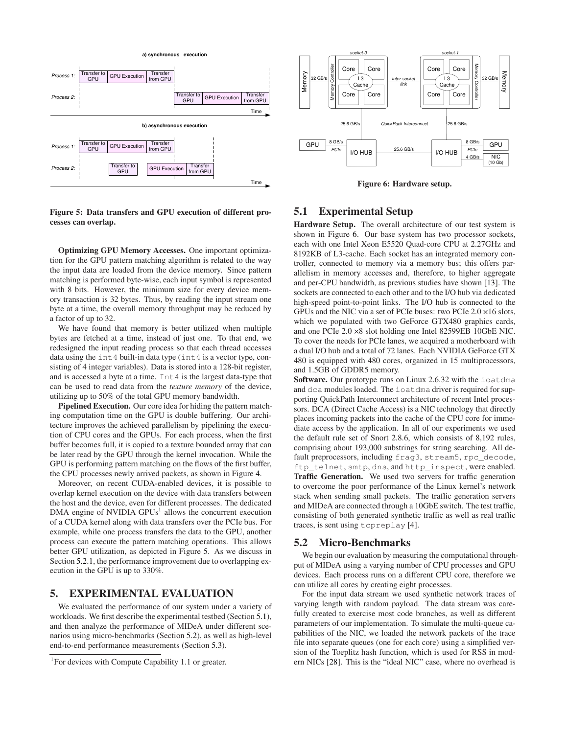a) synchronous execution

Process 1: Transfer to GPU | GPU Execution | Transfer from GPU

Process 2: Transfer to GPU | GPU Execution | Transfer from GPU

Time

b) asynchronous execution

Process 1: Transfer to GPU | GPU Execution | Transfer from GPU

Process 2: Transfer to GPU | GPU Execution | Transfer from GPU

Time

**Figure 5: Data transfers and GPU execution of different processes can overlap.**

**Optimizing GPU Memory Accesses.** One important optimization for the GPU pattern matching algorithm is related to the way the input data are loaded from the device memory. Since pattern matching is performed byte-wise, each input symbol is represented with 8 bits. However, the minimum size for every device memory transaction is 32 bytes. Thus, by reading the input stream one byte at a time, the overall memory throughput may be reduced by a factor of up to 32.

We have found that memory is better utilized when multiple bytes are fetched at a time, instead of just one. To that end, we redesigned the input reading process so that each thread accesses data using the `int4` built-in data type (`int4` is a vector type, consisting of 4 integer variables). Data is stored into a 128-bit register, and is accessed a byte at a time. `Int4` is the largest data-type that can be used to read data from the *texture memory* of the device, utilizing up to 50% of the total GPU memory bandwidth.

**Pipelined Execution.** Our core idea for hiding the pattern matching computation time on the GPU is double buffering. Our architecture improves the achieved parallelism by pipelining the execution of CPU cores and the GPUs. For each process, when the first buffer becomes full, it is copied to a texture bounded array that can be later read by the GPU through the kernel invocation. While the GPU is performing pattern matching on the flows of the first buffer, the CPU processes newly arrived packets, as shown in Figure 4.

Moreover, on recent CUDA-enabled devices, it is possible to overlap kernel execution on the device with data transfers between the host and the device, even for different processes. The dedicated DMA engine of NVIDIA GPUs[1] allows the concurrent execution of a CUDA kernel along with data transfers over the PCIe bus. For example, while one process transfers the data to the GPU, another process can execute the pattern matching operations. This allows better GPU utilization, as depicted in Figure 5. As we discuss in Section 5.2.1, the performance improvement due to overlapping execution in the GPU is up to 330%.

# 5. EXPERIMENTAL EVALUATION

We evaluated the performance of our system under a variety of workloads. We first describe the experimental testbed (Section 5.1), and then analyze the performance of MIDeA under different scenarios using micro-benchmarks (Section 5.2), as well as high-level end-to-end performance measurements (Section 5.3).

[1] For devices with Compute Capability 1.1 or greater.

socket-0

socket-1

Memory

32 GB/s

Memory Controller

Core

Core

L3 Cache

Core

Core

Inter-socket link

Core

Core

L3 Cache

Core

Core

Memory Controller

32 GB/s

Memory

25.6 GB/s

QuickPack Interconnect

25.6 GB/s

GPU

8 GB/s

PCIe

I/O HUB

25.6 GB/s

I/O HUB

8 GB/s

PCIe

4 GB/s

GPU

NIC (10 Gb)

**Figure 6: Hardware setup.**

## 5.1 Experimental Setup

**Hardware Setup.** The overall architecture of our test system is shown in Figure 6. Our base system has two processor sockets, each with one Intel Xeon E5520 Quad-core CPU at 2.27GHz and 8192KB of L3-cache. Each socket has an integrated memory controller, connected to memory via a memory bus; this offers parallelism in memory accesses and, therefore, to higher aggregate and per-CPU bandwidth, as previous studies have shown [13]. The sockets are connected to each other and to the I/O hub via dedicated high-speed point-to-point links. The I/O hub is connected to the GPUs and the NIC via a set of PCIe buses: two PCIe 2.0 ×16 slots, which we populated with two GeForce GTX480 graphics cards, and one PCIe 2.0 ×8 slot holding one Intel 82599EB 10GbE NIC. To cover the needs for PCIe lanes, we acquired a motherboard with a dual I/O hub and a total of 72 lanes. Each NVIDIA GeForce GTX 480 is equipped with 480 cores, organized in 15 multiprocessors, and 1.5GB of GDDR5 memory.

**Software.** Our prototype runs on Linux 2.6.32 with the `ioatdma` and `dca` modules loaded. The `ioatdma` driver is required for supporting QuickPath Interconnect architecture of recent Intel processors. DCA (Direct Cache Access) is a NIC technology that directly places incoming packets into the cache of the CPU core for immediate access by the application. In all of our experiments we used the default rule set of Snort 2.8.6, which consists of 8,192 rules, comprising about 193,000 substrings for string searching. All default preprocessors, including `frag3`, `stream5`, `rpc_decode`, `ftp_telnet`, `smtp`, `dns`, and `http_inspect`, were enabled.

**Traffic Generation.** We used two servers for traffic generation to overcome the poor performance of the Linux kernel's network stack when sending small packets. The traffic generation servers and MIDeA are connected through a 10GbE switch. The test traffic, consisting of both generated synthetic traffic as well as real traffic traces, is sent using `tcpreplay` [4].

## 5.2 Micro-Benchmarks

We begin our evaluation by measuring the computational throughput of MIDeA using a varying number of CPU processes and GPU devices. Each process runs on a different CPU core, therefore we can utilize all cores by creating eight processes.

For the input data stream we used synthetic network traces of varying length with random payload. The data stream was carefully created to exercise most code branches, as well as different parameters of our implementation. To simulate the multi-queue capabilities of the NIC, we loaded the network packets of the trace file into separate queues (one for each core) using a simplified version of the Toeplitz hash function, which is used for RSS in modern NICs [28]. This is the "ideal NIC" case, where no overhead is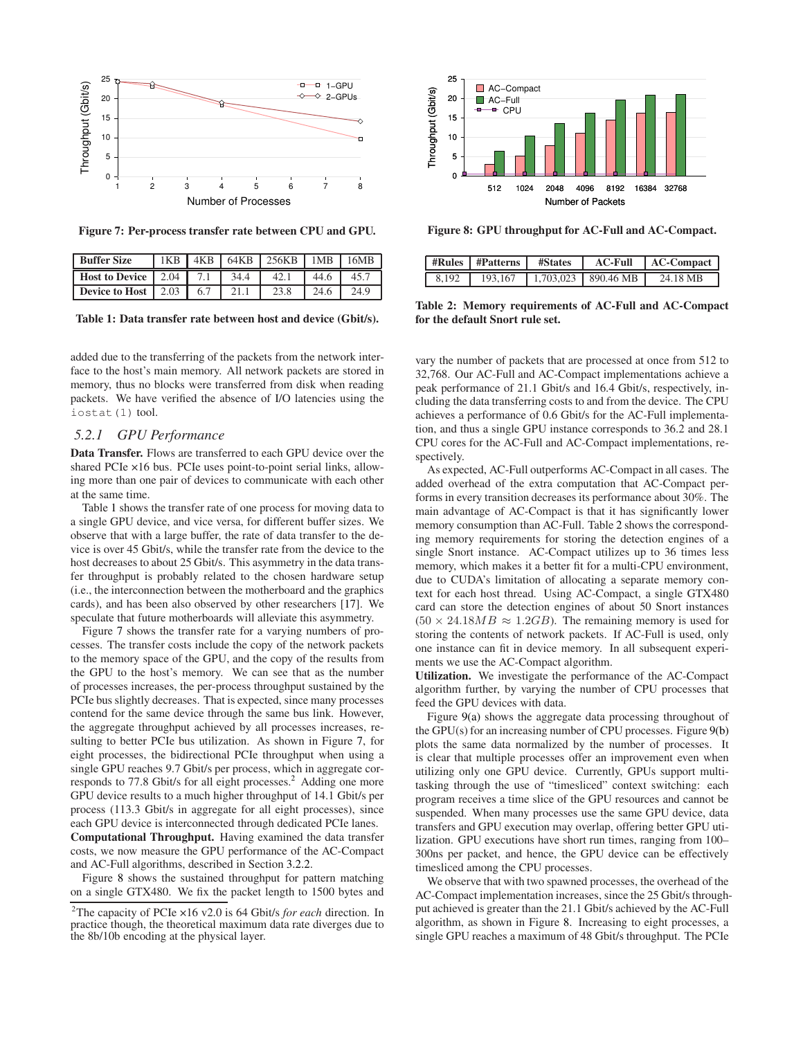Throughput (Gbit/s)

25
20
15
10
5
0

1 2 3 4 5 6 7 8

Number of Processes

1-GPU
2-GPUs

**Figure 7: Per-process transfer rate between CPU and GPU.**

Throughput (Gbit/s)

25
20
15
10
5
0

512 1024 2048 4096 8192 16384 32768

Number of Packets

AC-Compact
AC-Full
CPU

**Figure 8: GPU throughput for AC-Full and AC-Compact.**

| Buffer Size | 1KB | 4KB | 64KB | 256KB | 1MB | 16MB |
|---|---|---|---|---|---|---|
| Host to Device | 2.04 | 7.1 | 34.4 | 42.1 | 44.6 | 45.7 |
| Device to Host | 2.03 | 6.7 | 21.1 | 23.8 | 24.6 | 24.9 |

**Table 1: Data transfer rate between host and device (Gbit/s).**

| #Rules | #Patterns | #States | AC-Full | AC-Compact |
|---|---|---|---|---|
| 8,192 | 193,167 | 1,703,023 | 890.46 MB | 24.18 MB |

**Table 2: Memory requirements of AC-Full and AC-Compact for the default Snort rule set.**

added due to the transferring of the packets from the network interface to the host's main memory. All network packets are stored in memory, thus no blocks were transferred from disk when reading packets. We have verified the absence of I/O latencies using the `iostat(1)` tool.

### 5.2.1 *GPU Performance*

**Data Transfer.** Flows are transferred to each GPU device over the shared PCIe ×16 bus. PCIe uses point-to-point serial links, allowing more than one pair of devices to communicate with each other at the same time.

Table 1 shows the transfer rate of one process for moving data to a single GPU device, and vice versa, for different buffer sizes. We observe that with a large buffer, the rate of data transfer to the device is over 45 Gbit/s, while the transfer rate from the device to the host decreases to about 25 Gbit/s. This asymmetry in the data transfer throughput is probably related to the chosen hardware setup (i.e., the interconnection between the motherboard and the graphics cards), and has been also observed by other researchers [17]. We speculate that future motherboards will alleviate this asymmetry.

Figure 7 shows the transfer rate for a varying numbers of processes. The transfer costs include the copy of the network packets to the memory space of the GPU, and the copy of the results from the GPU to the host's memory. We can see that as the number of processes increases, the per-process throughput sustained by the PCIe bus slightly decreases. That is expected, since many processes contend for the same device through the same bus link. However, the aggregate throughput achieved by all processes increases, resulting to better PCIe bus utilization. As shown in Figure 7, for eight processes, the bidirectional PCIe throughput when using a single GPU reaches 9.7 Gbit/s per process, which in aggregate corresponds to 77.8 Gbit/s for all eight processes.[2] Adding one more GPU device results to a much higher throughput of 14.1 Gbit/s per process (113.3 Gbit/s in aggregate for all eight processes), since each GPU device is interconnected through dedicated PCIe lanes.

**Computational Throughput.** Having examined the data transfer costs, we now measure the GPU performance of the AC-Compact and AC-Full algorithms, described in Section 3.2.2.

Figure 8 shows the sustained throughput for pattern matching on a single GTX480. We fix the packet length to 1500 bytes and vary the number of packets that are processed at once from 512 to 32,768. Our AC-Full and AC-Compact implementations achieve a peak performance of 21.1 Gbit/s and 16.4 Gbit/s, respectively, including the data transferring costs to and from the device. The CPU achieves a performance of 0.6 Gbit/s for the AC-Full implementation, and thus a single GPU instance corresponds to 36.2 and 28.1 CPU cores for the AC-Full and AC-Compact implementations, respectively.

As expected, AC-Full outperforms AC-Compact in all cases. The added overhead of the extra computation that AC-Compact performs in every transition decreases its performance about 30%. The main advantage of AC-Compact is that it has significantly lower memory consumption than AC-Full. Table 2 shows the corresponding memory requirements for storing the detection engines of a single Snort instance. AC-Compact utilizes up to 36 times less memory, which makes it a better fit for a multi-CPU environment, due to CUDA's limitation of allocating a separate memory context for each host thread. Using AC-Compact, a single GTX480 card can store the detection engines of about 50 Snort instances ($50 \times 24.18MB \approx 1.2GB$). The remaining memory is used for storing the contents of network packets. If AC-Full is used, only one instance can fit in device memory. In all subsequent experiments we use the AC-Compact algorithm.

**Utilization.** We investigate the performance of the AC-Compact algorithm further, by varying the number of CPU processes that feed the GPU devices with data.

Figure 9(a) shows the aggregate data processing throughout of the GPU(s) for an increasing number of CPU processes. Figure 9(b) plots the same data normalized by the number of processes. It is clear that multiple processes offer an improvement even when utilizing only one GPU device. Currently, GPUs support multitasking through the use of "timesliced" context switching: each program receives a time slice of the GPU resources and cannot be suspended. When many processes use the same GPU device, data transfers and GPU execution may overlap, offering better GPU utilization. GPU executions have short run times, ranging from 100–300ns per packet, and hence, the GPU device can be effectively timesliced among the CPU processes.

We observe that with two spawned processes, the overhead of the AC-Compact implementation increases, since the 25 Gbit/s throughput achieved is greater than the 21.1 Gbit/s achieved by the AC-Full algorithm, as shown in Figure 8. Increasing to eight processes, a single GPU reaches a maximum of 48 Gbit/s throughput. The PCIe

[2] The capacity of PCIe ×16 v2.0 is 64 Gbit/s *for each* direction. In practice though, the theoretical maximum data rate diverges due to the 8b/10b encoding at the physical layer.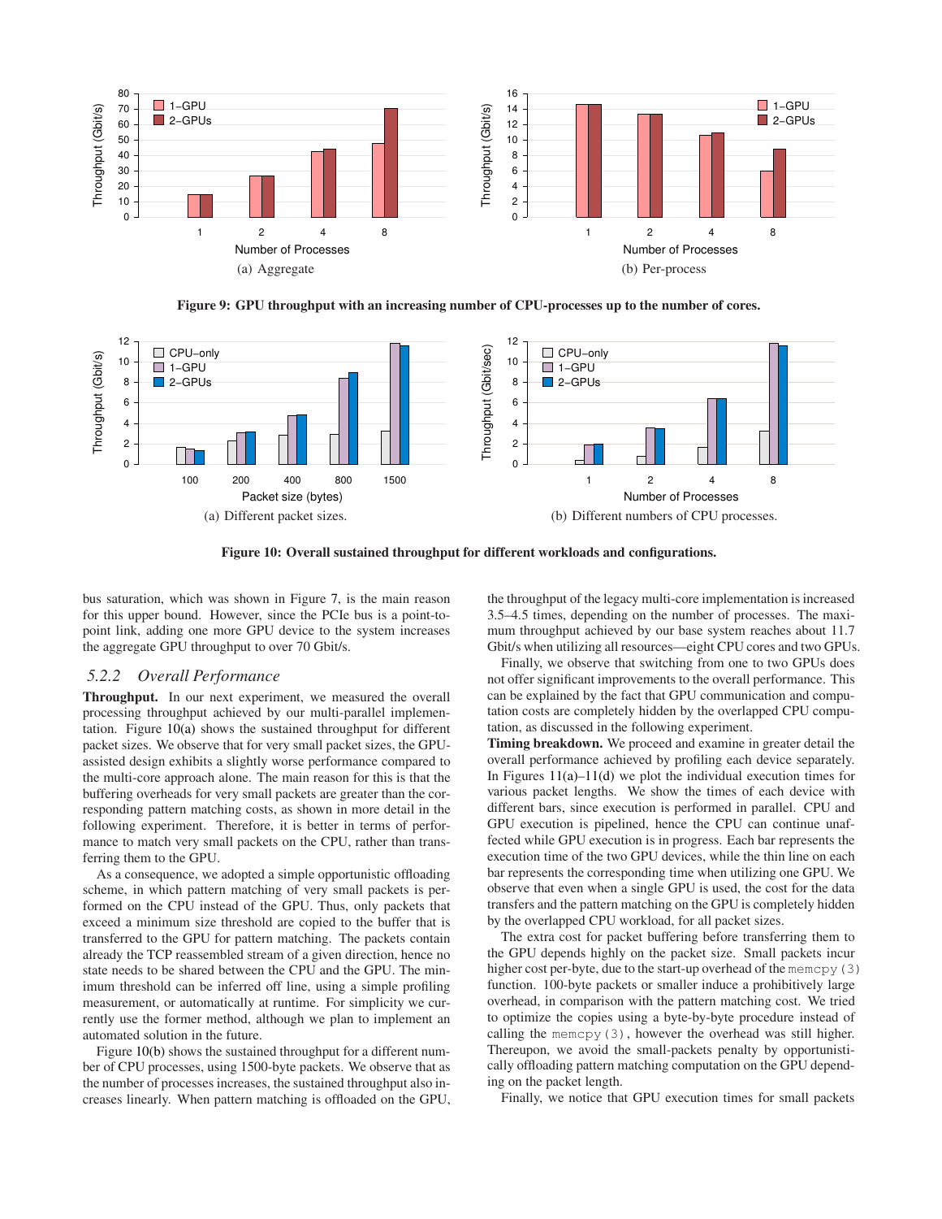80
70
60
50
40
30
20
10
0

Throughput (Gbit/s)

1–GPU
2–GPUs

1 2 4 8

Number of Processes

(a) Aggregate

16
14
12
10
8
6
4
2
0

Throughput (Gbit/s)

1–GPU
2–GPUs

1 2 4 8

Number of Processes

(b) Per-process

**Figure 9: GPU throughput with an increasing number of CPU-processes up to the number of cores.**

12
10
8
6
4
2
0

Throughput (Gbit/s)

CPU–only
1–GPU
2–GPUs

100 200 400 800 1500

Packet size (bytes)

(a) Different packet sizes.

12
10
8
6
4
2
0

Throughput (Gbit/sec)

CPU–only
1–GPU
2–GPUs

1 2 4 8

Number of Processes

(b) Different numbers of CPU processes.

**Figure 10: Overall sustained throughput for different workloads and configurations.**

bus saturation, which was shown in Figure 7, is the main reason for this upper bound. However, since the PCIe bus is a point-to-point link, adding one more GPU device to the system increases the aggregate GPU throughput to over 70 Gbit/s.

### 5.2.2 *Overall Performance*

**Throughput.** In our next experiment, we measured the overall processing throughput achieved by our multi-parallel implementation. Figure 10(a) shows the sustained throughput for different packet sizes. We observe that for very small packet sizes, the GPU-assisted design exhibits a slightly worse performance compared to the multi-core approach alone. The main reason for this is that the buffering overheads for very small packets are greater than the corresponding pattern matching costs, as shown in more detail in the following experiment. Therefore, it is better in terms of performance to match very small packets on the CPU, rather than transferring them to the GPU.

As a consequence, we adopted a simple opportunistic offloading scheme, in which pattern matching of very small packets is performed on the CPU instead of the GPU. Thus, only packets that exceed a minimum size threshold are copied to the buffer that is transferred to the GPU for pattern matching. The packets contain already the TCP reassembled stream of a given direction, hence no state needs to be shared between the CPU and the GPU. The minimum threshold can be inferred off line, using a simple profiling measurement, or automatically at runtime. For simplicity we currently use the former method, although we plan to implement an automated solution in the future.

Figure 10(b) shows the sustained throughput for a different number of CPU processes, using 1500-byte packets. We observe that as the number of processes increases, the sustained throughput also increases linearly. When pattern matching is offloaded on the GPU, the throughput of the legacy multi-core implementation is increased 3.5–4.5 times, depending on the number of processes. The maximum throughput achieved by our base system reaches about 11.7 Gbit/s when utilizing all resources—eight CPU cores and two GPUs.

Finally, we observe that switching from one to two GPUs does not offer significant improvements to the overall performance. This can be explained by the fact that GPU communication and computation costs are completely hidden by the overlapped CPU computation, as discussed in the following experiment.

**Timing breakdown.** We proceed and examine in greater detail the overall performance achieved by profiling each device separately. In Figures 11(a)–11(d) we plot the individual execution times for various packet lengths. We show the times of each device with different bars, since execution is performed in parallel. CPU and GPU execution is pipelined, hence the CPU can continue unaffected while GPU execution is in progress. Each bar represents the execution time of the two GPU devices, while the thin line on each bar represents the corresponding time when utilizing one GPU. We observe that even when a single GPU is used, the cost for the data transfers and the pattern matching on the GPU is completely hidden by the overlapped CPU workload, for all packet sizes.

The extra cost for packet buffering before transferring them to the GPU depends highly on the packet size. Small packets incur higher cost per-byte, due to the start-up overhead of the `memcpy(3)` function. 100-byte packets or smaller induce a prohibitively large overhead, in comparison with the pattern matching cost. We tried to optimize the copies using a byte-by-byte procedure instead of calling the `memcpy(3)`, however the overhead was still higher. Thereupon, we avoid the small-packets penalty by opportunistically offloading pattern matching computation on the GPU depending on the packet length.

Finally, we notice that GPU execution times for small packets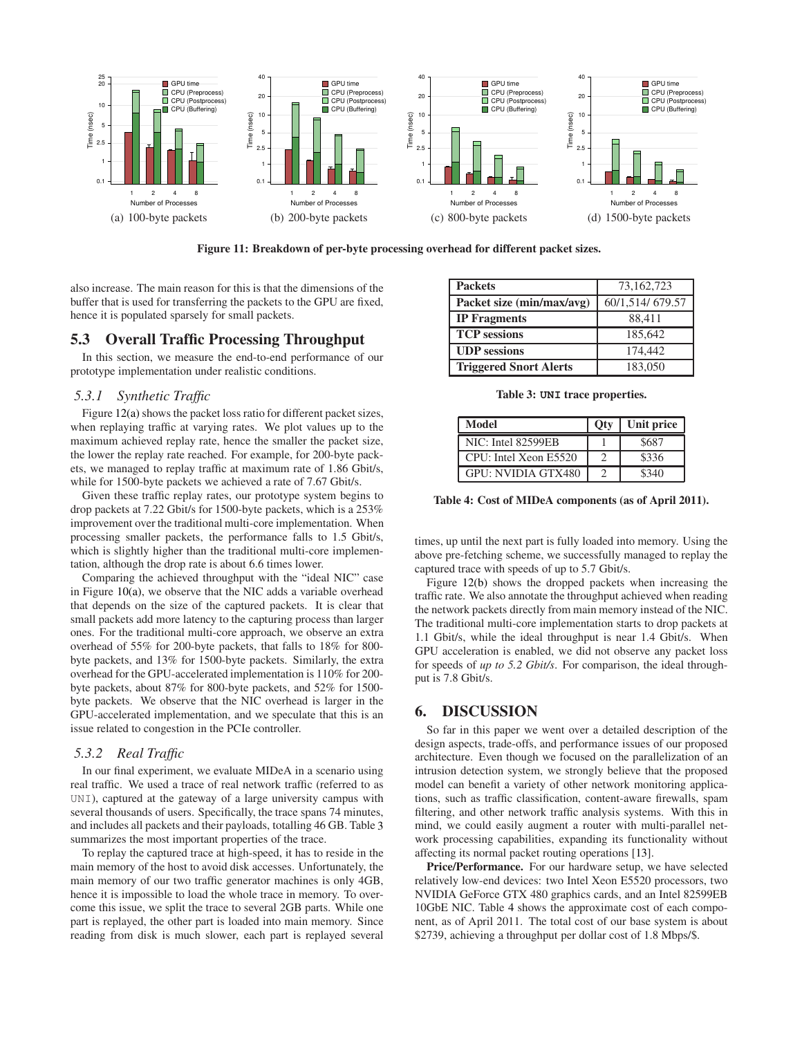25
20
10
5
2.5
1
0.1

Time (nsec)

GPU time
CPU (Preprocess)
CPU (Postprocess)
CPU (Buffering)

1 2 4 8
Number of Processes

(a) 100-byte packets

40
20
10
5
2.5
1
0.1

Time (nsec)

GPU time
CPU (Preprocess)
CPU (Postprocess)
CPU (Buffering)

1 2 4 8
Number of Processes

(b) 200-byte packets

40
20
10
5
2.5
1
0.1

Time (nsec)

GPU time
CPU (Preprocess)
CPU (Postprocess)
CPU (Buffering)

1 2 4 8
Number of Processes

(c) 800-byte packets

40
20
10
5
2.5
1
0.1

Time (nsec)

GPU time
CPU (Preprocess)
CPU (Postprocess)
CPU (Buffering)

1 2 4 8
Number of Processes

(d) 1500-byte packets

**Figure 11: Breakdown of per-byte processing overhead for different packet sizes.**

also increase. The main reason for this is that the dimensions of the buffer that is used for transferring the packets to the GPU are fixed, hence it is populated sparsely for small packets.

## 5.3 Overall Traffic Processing Throughput

In this section, we measure the end-to-end performance of our prototype implementation under realistic conditions.

### 5.3.1 *Synthetic Traffic*

Figure 12(a) shows the packet loss ratio for different packet sizes, when replaying traffic at varying rates. We plot values up to the maximum achieved replay rate, hence the smaller the packet size, the lower the replay rate reached. For example, for 200-byte packets, we managed to replay traffic at maximum rate of 1.86 Gbit/s, while for 1500-byte packets we achieved a rate of 7.67 Gbit/s.

Given these traffic replay rates, our prototype system begins to drop packets at 7.22 Gbit/s for 1500-byte packets, which is a 253% improvement over the traditional multi-core implementation. When processing smaller packets, the performance falls to 1.5 Gbit/s, which is slightly higher than the traditional multi-core implementation, although the drop rate is about 6.6 times lower.

Comparing the achieved throughput with the "ideal NIC" case in Figure 10(a), we observe that the NIC adds a variable overhead that depends on the size of the captured packets. It is clear that small packets add more latency to the capturing process than larger ones. For the traditional multi-core approach, we observe an extra overhead of 55% for 200-byte packets, that falls to 18% for 800-byte packets, and 13% for 1500-byte packets. Similarly, the extra overhead for the GPU-accelerated implementation is 110% for 200-byte packets, about 87% for 800-byte packets, and 52% for 1500-byte packets. We observe that the NIC overhead is larger in the GPU-accelerated implementation, and we speculate that this is an issue related to congestion in the PCIe controller.

### 5.3.2 *Real Traffic*

In our final experiment, we evaluate MIDeA in a scenario using real traffic. We used a trace of real network traffic (referred to as UNI), captured at the gateway of a large university campus with several thousands of users. Specifically, the trace spans 74 minutes, and includes all packets and their payloads, totalling 46 GB. Table 3 summarizes the most important properties of the trace.

To replay the captured trace at high-speed, it has to reside in the main memory of the host to avoid disk accesses. Unfortunately, the main memory of our two traffic generator machines is only 4GB, hence it is impossible to load the whole trace in memory. To overcome this issue, we split the trace to several 2GB parts. While one part is replayed, the other part is loaded into main memory. Since reading from disk is much slower, each part is replayed several times, up until the next part is fully loaded into memory. Using the above pre-fetching scheme, we successfully managed to replay the captured trace with speeds of up to 5.7 Gbit/s.

| | |
|---|---|
| **Packets** | 73,162,723 |
| **Packet size (min/max/avg)** | 60/1,514/ 679.57 |
| **IP Fragments** | 88,411 |
| **TCP sessions** | 185,642 |
| **UDP sessions** | 174,442 |
| **Triggered Snort Alerts** | 183,050 |

**Table 3: UNI trace properties.**

| Model | Qty | Unit price |
|---|---|---|
| NIC: Intel 82599EB | 1 | $687 |
| CPU: Intel Xeon E5520 | 2 | $336 |
| GPU: NVIDIA GTX480 | 2 | $340 |

**Table 4: Cost of MIDeA components (as of April 2011).**

Figure 12(b) shows the dropped packets when increasing the traffic rate. We also annotate the throughput achieved when reading the network packets directly from main memory instead of the NIC. The traditional multi-core implementation starts to drop packets at 1.1 Gbit/s, while the ideal throughput is near 1.4 Gbit/s. When GPU acceleration is enabled, we did not observe any packet loss for speeds of *up to 5.2 Gbit/s*. For comparison, the ideal throughput is 7.8 Gbit/s.

## 6. DISCUSSION

So far in this paper we went over a detailed description of the design aspects, trade-offs, and performance issues of our proposed architecture. Even though we focused on the parallelization of an intrusion detection system, we strongly believe that the proposed model can benefit a variety of other network monitoring applications, such as traffic classification, content-aware firewalls, spam filtering, and other network traffic analysis systems. With this in mind, we could easily augment a router with multi-parallel network processing capabilities, expanding its functionality without affecting its normal packet routing operations [13].

**Price/Performance.** For our hardware setup, we have selected relatively low-end devices: two Intel Xeon E5520 processors, two NVIDIA GeForce GTX 480 graphics cards, and an Intel 82599EB 10GbE NIC. Table 4 shows the approximate cost of each component, as of April 2011. The total cost of our base system is about $2739, achieving a throughput per dollar cost of 1.8 Mbps/$.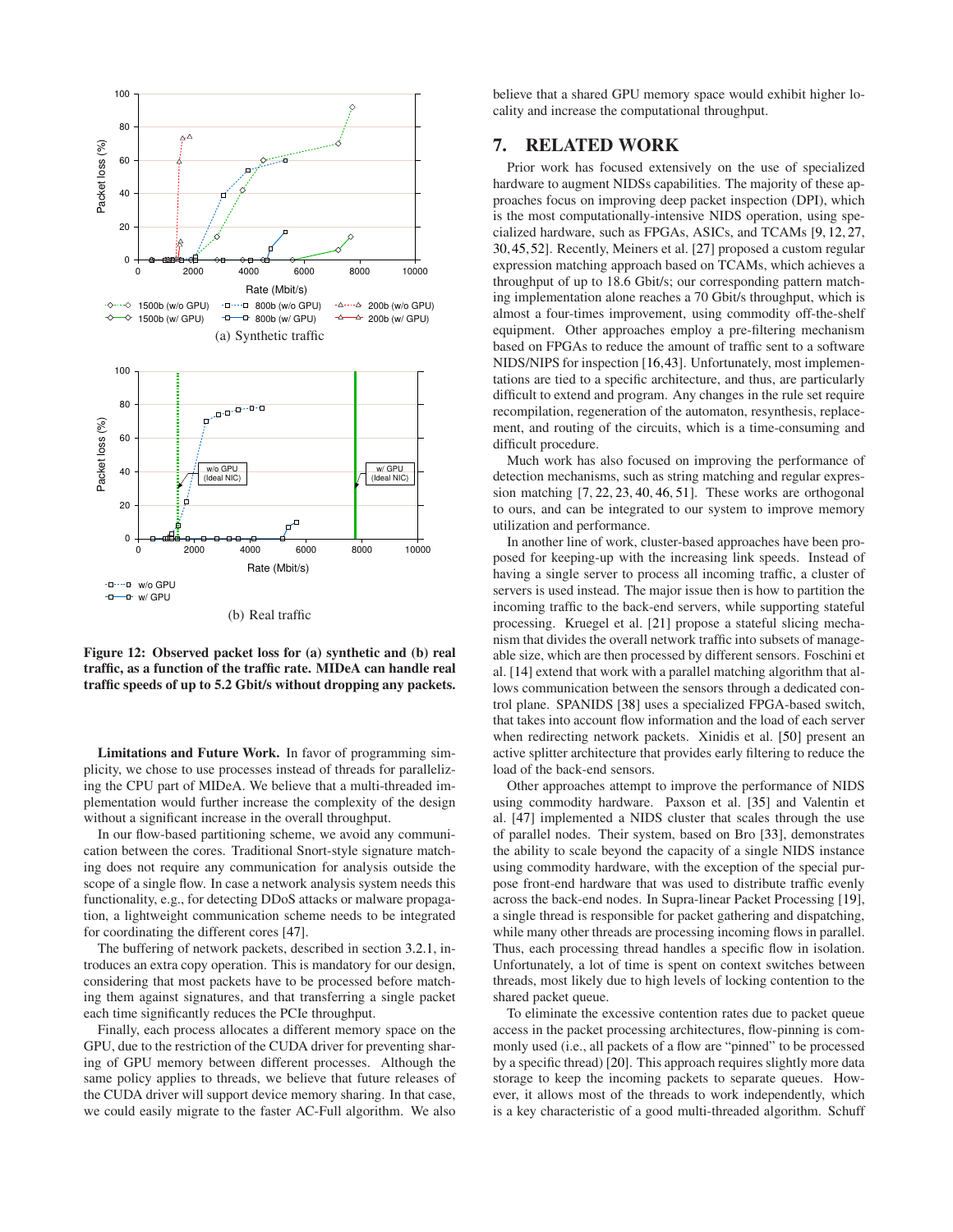(a) Synthetic traffic

(b) Real traffic

**Figure 12: Observed packet loss for (a) synthetic and (b) real traffic, as a function of the traffic rate. MIDeA can handle real traffic speeds of up to 5.2 Gbit/s without dropping any packets.**

**Limitations and Future Work.** In favor of programming simplicity, we chose to use processes instead of threads for parallelizing the CPU part of MIDeA. We believe that a multi-threaded implementation would further increase the complexity of the design without a significant increase in the overall throughput.

In our flow-based partitioning scheme, we avoid any communication between the cores. Traditional Snort-style signature matching does not require any communication for analysis outside the scope of a single flow. In case a network analysis system needs this functionality, e.g., for detecting DDoS attacks or malware propagation, a lightweight communication scheme needs to be integrated for coordinating the different cores [47].

The buffering of network packets, described in section 3.2.1, introduces an extra copy operation. This is mandatory for our design, considering that most packets have to be processed before matching them against signatures, and that transferring a single packet each time significantly reduces the PCIe throughput.

Finally, each process allocates a different memory space on the GPU, due to the restriction of the CUDA driver for preventing sharing of GPU memory between different processes. Although the same policy applies to threads, we believe that future releases of the CUDA driver will support device memory sharing. In that case, we could easily migrate to the faster AC-Full algorithm. We also believe that a shared GPU memory space would exhibit higher locality and increase the computational throughput.

## 7. RELATED WORK

Prior work has focused extensively on the use of specialized hardware to augment NIDSs capabilities. The majority of these approaches focus on improving deep packet inspection (DPI), which is the most computationally-intensive NIDS operation, using specialized hardware, such as FPGAs, ASICs, and TCAMs [9, 12, 27, 30, 45, 52]. Recently, Meiners et al. [27] proposed a custom regular expression matching approach based on TCAMs, which achieves a throughput of up to 18.6 Gbit/s; our corresponding pattern matching implementation alone reaches a 70 Gbit/s throughput, which is almost a four-times improvement, using commodity off-the-shelf equipment. Other approaches employ a pre-filtering mechanism based on FPGAs to reduce the amount of traffic sent to a software NIDS/NIPS for inspection [16, 43]. Unfortunately, most implementations are tied to a specific architecture, and thus, are particularly difficult to extend and program. Any changes in the rule set require recompilation, regeneration of the automaton, resynthesis, replacement, and routing of the circuits, which is a time-consuming and difficult procedure.

Much work has also focused on improving the performance of detection mechanisms, such as string matching and regular expression matching [7, 22, 23, 40, 46, 51]. These works are orthogonal to ours, and can be integrated to our system to improve memory utilization and performance.

In another line of work, cluster-based approaches have been proposed for keeping-up with the increasing link speeds. Instead of having a single server to process all incoming traffic, a cluster of servers is used instead. The major issue then is how to partition the incoming traffic to the back-end servers, while supporting stateful processing. Kruegel et al. [21] propose a stateful slicing mechanism that divides the overall network traffic into subsets of manageable size, which are then processed by different sensors. Foschini et al. [14] extend that work with a parallel matching algorithm that allows communication between the sensors through a dedicated control plane. SPANIDS [38] uses a specialized FPGA-based switch, that takes into account flow information and the load of each server when redirecting network packets. Xinidis et al. [50] present an active splitter architecture that provides early filtering to reduce the load of the back-end sensors.

Other approaches attempt to improve the performance of NIDS using commodity hardware. Paxson et al. [35] and Valentin et al. [47] implemented a NIDS cluster that scales through the use of parallel nodes. Their system, based on Bro [33], demonstrates the ability to scale beyond the capacity of a single NIDS instance using commodity hardware, with the exception of the special purpose front-end hardware that was used to distribute traffic evenly across the back-end nodes. In Supra-linear Packet Processing [19], a single thread is responsible for packet gathering and dispatching, while many other threads are processing incoming flows in parallel. Thus, each processing thread handles a specific flow in isolation. Unfortunately, a lot of time is spent on context switches between threads, most likely due to high levels of locking contention to the shared packet queue.

To eliminate the excessive contention rates due to packet queue access in the packet processing architectures, flow-pinning is commonly used (i.e., all packets of a flow are "pinned" to be processed by a specific thread) [20]. This approach requires slightly more data storage to keep the incoming packets to separate queues. However, it allows most of the threads to work independently, which is a key characteristic of a good multi-threaded algorithm. Schuff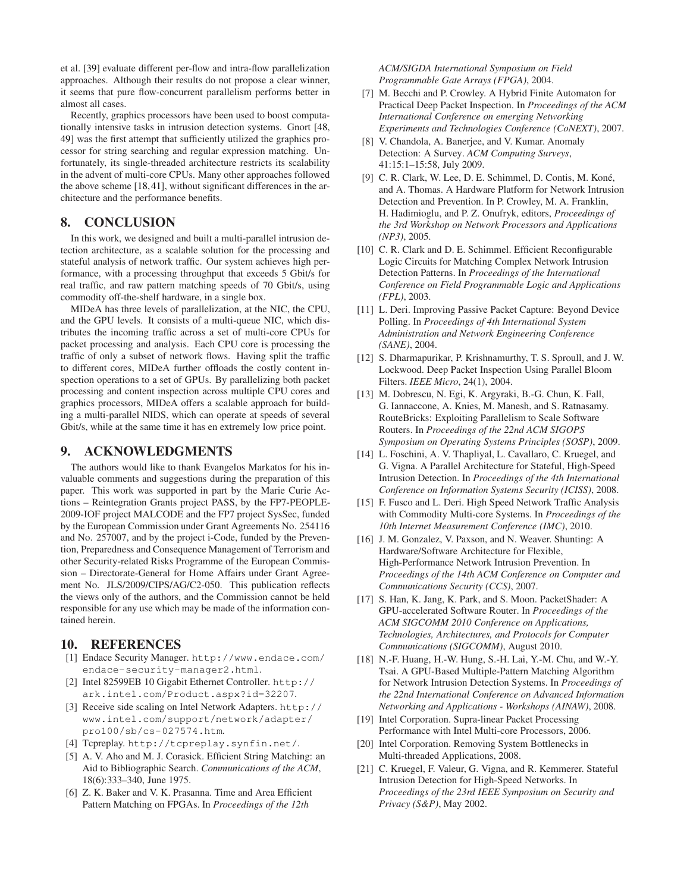et al. [39] evaluate different per-flow and intra-flow parallelization approaches. Although their results do not propose a clear winner, it seems that pure flow-concurrent parallelism performs better in almost all cases.

Recently, graphics processors have been used to boost computationally intensive tasks in intrusion detection systems. Gnort [48, 49] was the first attempt that sufficiently utilized the graphics processor for string searching and regular expression matching. Unfortunately, its single-threaded architecture restricts its scalability in the advent of multi-core CPUs. Many other approaches followed the above scheme [18, 41], without significant differences in the architecture and the performance benefits.

## 8. CONCLUSION

In this work, we designed and built a multi-parallel intrusion detection architecture, as a scalable solution for the processing and stateful analysis of network traffic. Our system achieves high performance, with a processing throughput that exceeds 5 Gbit/s for real traffic, and raw pattern matching speeds of 70 Gbit/s, using commodity off-the-shelf hardware, in a single box.

MIDeA has three levels of parallelization, at the NIC, the CPU, and the GPU levels. It consists of a multi-queue NIC, which distributes the incoming traffic across a set of multi-core CPUs for packet processing and analysis. Each CPU core is processing the traffic of only a subset of network flows. Having split the traffic to different cores, MIDeA further offloads the costly content inspection operations to a set of GPUs. By parallelizing both packet processing and content inspection across multiple CPU cores and graphics processors, MIDeA offers a scalable approach for building a multi-parallel NIDS, which can operate at speeds of several Gbit/s, while at the same time it has en extremely low price point.

## 9. ACKNOWLEDGMENTS

The authors would like to thank Evangelos Markatos for his invaluable comments and suggestions during the preparation of this paper. This work was supported in part by the Marie Curie Actions – Reintegration Grants project PASS, by the FP7-PEOPLE-2009-IOF project MALCODE and the FP7 project SysSec, funded by the European Commission under Grant Agreements No. 254116 and No. 257007, and by the project i-Code, funded by the Prevention, Preparedness and Consequence Management of Terrorism and other Security-related Risks Programme of the European Commission – Directorate-General for Home Affairs under Grant Agreement No. JLS/2009/CIPS/AG/C2-050. This publication reflects the views only of the authors, and the Commission cannot be held responsible for any use which may be made of the information contained herein.

## 10. REFERENCES

[1] Endace Security Manager. http://www.endace.com/endace-security-manager2.html.

[2] Intel 82599EB 10 Gigabit Ethernet Controller. http://ark.intel.com/Product.aspx?id=32207.

[3] Receive side scaling on Intel Network Adapters. http://www.intel.com/support/network/adapter/pro100/sb/cs-027574.htm.

[4] Tcpreplay. http://tcpreplay.synfin.net/.

[5] A. V. Aho and M. J. Corasick. Efficient String Matching: an Aid to Bibliographic Search. *Communications of the ACM*, 18(6):333–340, June 1975.

[6] Z. K. Baker and V. K. Prasanna. Time and Area Efficient Pattern Matching on FPGAs. In *Proceedings of the 12th ACM/SIGDA International Symposium on Field Programmable Gate Arrays (FPGA)*, 2004.

[7] M. Becchi and P. Crowley. A Hybrid Finite Automaton for Practical Deep Packet Inspection. In *Proceedings of the ACM International Conference on emerging Networking Experiments and Technologies Conference (CoNEXT)*, 2007.

[8] V. Chandola, A. Banerjee, and V. Kumar. Anomaly Detection: A Survey. *ACM Computing Surveys*, 41:15:1–15:58, July 2009.

[9] C. R. Clark, W. Lee, D. E. Schimmel, D. Contis, M. Koné, and A. Thomas. A Hardware Platform for Network Intrusion Detection and Prevention. In P. Crowley, M. A. Franklin, H. Hadimioglu, and P. Z. Onufryk, editors, *Proceedings of the 3rd Workshop on Network Processors and Applications (NP3)*, 2005.

[10] C. R. Clark and D. E. Schimmel. Efficient Reconfigurable Logic Circuits for Matching Complex Network Intrusion Detection Patterns. In *Proceedings of the International Conference on Field Programmable Logic and Applications (FPL)*, 2003.

[11] L. Deri. Improving Passive Packet Capture: Beyond Device Polling. In *Proceedings of 4th International System Administration and Network Engineering Conference (SANE)*, 2004.

[12] S. Dharmapurikar, P. Krishnamurthy, T. S. Sproull, and J. W. Lockwood. Deep Packet Inspection Using Parallel Bloom Filters. *IEEE Micro*, 24(1), 2004.

[13] M. Dobrescu, N. Egi, K. Argyraki, B.-G. Chun, K. Fall, G. Iannaccone, A. Knies, M. Manesh, and S. Ratnasamy. RouteBricks: Exploiting Parallelism to Scale Software Routers. In *Proceedings of the 22nd ACM SIGOPS Symposium on Operating Systems Principles (SOSP)*, 2009.

[14] L. Foschini, A. V. Thapliyal, L. Cavallaro, C. Kruegel, and G. Vigna. A Parallel Architecture for Stateful, High-Speed Intrusion Detection. In *Proceedings of the 4th International Conference on Information Systems Security (ICISS)*, 2008.

[15] F. Fusco and L. Deri. High Speed Network Traffic Analysis with Commodity Multi-core Systems. In *Proceedings of the 10th Internet Measurement Conference (IMC)*, 2010.

[16] J. M. Gonzalez, V. Paxson, and N. Weaver. Shunting: A Hardware/Software Architecture for Flexible, High-Performance Network Intrusion Prevention. In *Proceedings of the 14th ACM Conference on Computer and Communications Security (CCS)*, 2007.

[17] S. Han, K. Jang, K. Park, and S. Moon. PacketShader: A GPU-accelerated Software Router. In *Proceedings of the ACM SIGCOMM 2010 Conference on Applications, Technologies, Architectures, and Protocols for Computer Communications (SIGCOMM)*, August 2010.

[18] N.-F. Huang, H.-W. Hung, S.-H. Lai, Y.-M. Chu, and W.-Y. Tsai. A GPU-Based Multiple-Pattern Matching Algorithm for Network Intrusion Detection Systems. In *Proceedings of the 22nd International Conference on Advanced Information Networking and Applications - Workshops (AINAW)*, 2008.

[19] Intel Corporation. Supra-linear Packet Processing Performance with Intel Multi-core Processors, 2006.

[20] Intel Corporation. Removing System Bottlenecks in Multi-threaded Applications, 2008.

[21] C. Kruegel, F. Valeur, G. Vigna, and R. Kemmerer. Stateful Intrusion Detection for High-Speed Networks. In *Proceedings of the 23rd IEEE Symposium on Security and Privacy (S&P)*, May 2002.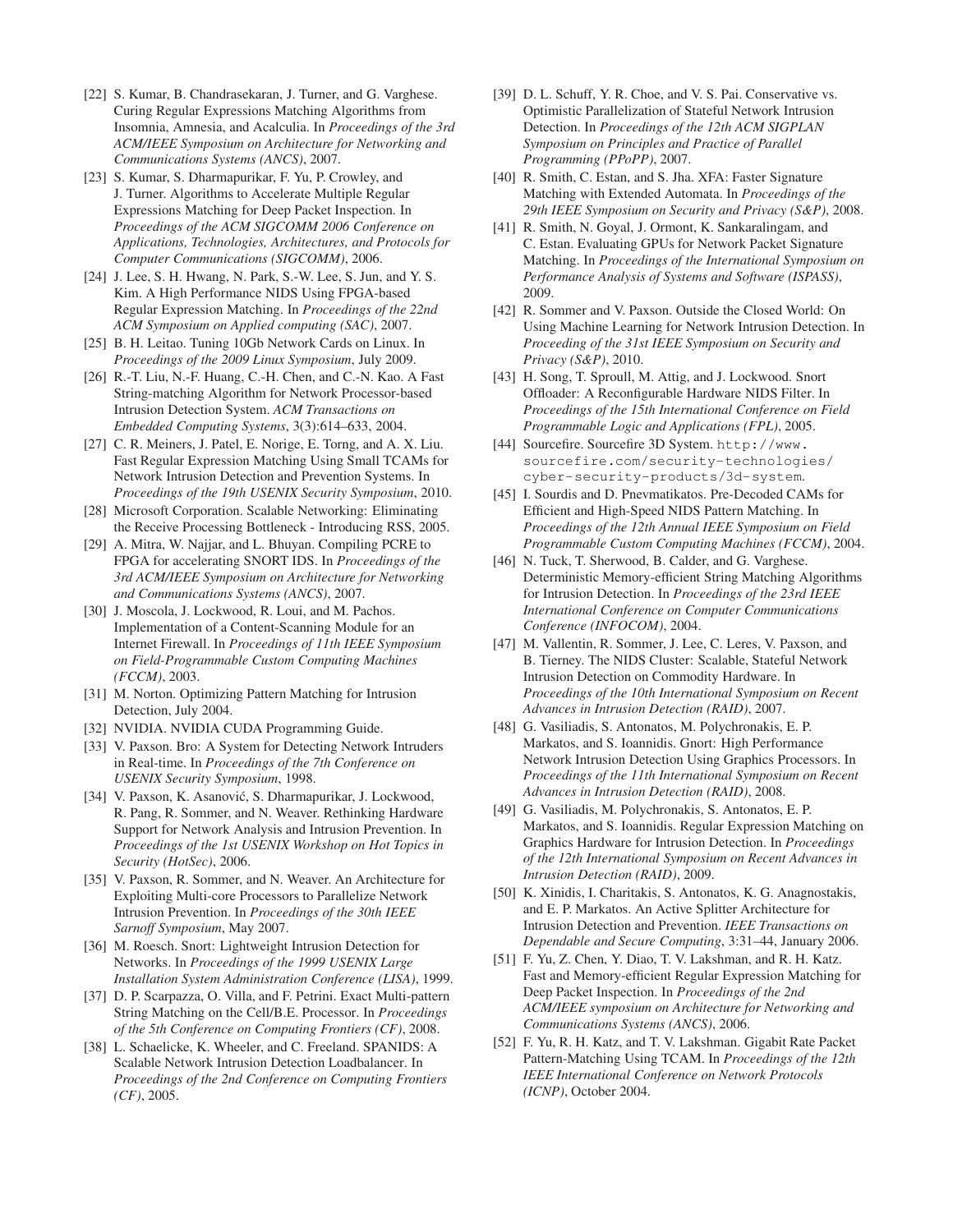[22] S. Kumar, B. Chandrasekaran, J. Turner, and G. Varghese. Curing Regular Expressions Matching Algorithms from Insomnia, Amnesia, and Acalculia. In *Proceedings of the 3rd ACM/IEEE Symposium on Architecture for Networking and Communications Systems (ANCS)*, 2007.

[23] S. Kumar, S. Dharmapurikar, F. Yu, P. Crowley, and J. Turner. Algorithms to Accelerate Multiple Regular Expressions Matching for Deep Packet Inspection. In *Proceedings of the ACM SIGCOMM 2006 Conference on Applications, Technologies, Architectures, and Protocols for Computer Communications (SIGCOMM)*, 2006.

[24] J. Lee, S. H. Hwang, N. Park, S.-W. Lee, S. Jun, and Y. S. Kim. A High Performance NIDS Using FPGA-based Regular Expression Matching. In *Proceedings of the 22nd ACM Symposium on Applied computing (SAC)*, 2007.

[25] B. H. Leitao. Tuning 10Gb Network Cards on Linux. In *Proceedings of the 2009 Linux Symposium*, July 2009.

[26] R.-T. Liu, N.-F. Huang, C.-H. Chen, and C.-N. Kao. A Fast String-matching Algorithm for Network Processor-based Intrusion Detection System. *ACM Transactions on Embedded Computing Systems*, 3(3):614–633, 2004.

[27] C. R. Meiners, J. Patel, E. Norige, E. Torng, and A. X. Liu. Fast Regular Expression Matching Using Small TCAMs for Network Intrusion Detection and Prevention Systems. In *Proceedings of the 19th USENIX Security Symposium*, 2010.

[28] Microsoft Corporation. Scalable Networking: Eliminating the Receive Processing Bottleneck - Introducing RSS, 2005.

[29] A. Mitra, W. Najjar, and L. Bhuyan. Compiling PCRE to FPGA for accelerating SNORT IDS. In *Proceedings of the 3rd ACM/IEEE Symposium on Architecture for Networking and Communications Systems (ANCS)*, 2007.

[30] J. Moscola, J. Lockwood, R. Loui, and M. Pachos. Implementation of a Content-Scanning Module for an Internet Firewall. In *Proceedings of 11th IEEE Symposium on Field-Programmable Custom Computing Machines (FCCM)*, 2003.

[31] M. Norton. Optimizing Pattern Matching for Intrusion Detection, July 2004.

[32] NVIDIA. NVIDIA CUDA Programming Guide.

[33] V. Paxson. Bro: A System for Detecting Network Intruders in Real-time. In *Proceedings of the 7th Conference on USENIX Security Symposium*, 1998.

[34] V. Paxson, K. Asanović, S. Dharmapurikar, J. Lockwood, R. Pang, R. Sommer, and N. Weaver. Rethinking Hardware Support for Network Analysis and Intrusion Prevention. In *Proceedings of the 1st USENIX Workshop on Hot Topics in Security (HotSec)*, 2006.

[35] V. Paxson, R. Sommer, and N. Weaver. An Architecture for Exploiting Multi-core Processors to Parallelize Network Intrusion Prevention. In *Proceedings of the 30th IEEE Sarnoff Symposium*, May 2007.

[36] M. Roesch. Snort: Lightweight Intrusion Detection for Networks. In *Proceedings of the 1999 USENIX Large Installation System Administration Conference (LISA)*, 1999.

[37] D. P. Scarpazza, O. Villa, and F. Petrini. Exact Multi-pattern String Matching on the Cell/B.E. Processor. In *Proceedings of the 5th Conference on Computing Frontiers (CF)*, 2008.

[38] L. Schaelicke, K. Wheeler, and C. Freeland. SPANIDS: A Scalable Network Intrusion Detection Loadbalancer. In *Proceedings of the 2nd Conference on Computing Frontiers (CF)*, 2005.

[39] D. L. Schuff, Y. R. Choe, and V. S. Pai. Conservative vs. Optimistic Parallelization of Stateful Network Intrusion Detection. In *Proceedings of the 12th ACM SIGPLAN Symposium on Principles and Practice of Parallel Programming (PPoPP)*, 2007.

[40] R. Smith, C. Estan, and S. Jha. XFA: Faster Signature Matching with Extended Automata. In *Proceedings of the 29th IEEE Symposium on Security and Privacy (S&P)*, 2008.

[41] R. Smith, N. Goyal, J. Ormont, K. Sankaralingam, and C. Estan. Evaluating GPUs for Network Packet Signature Matching. In *Proceedings of the International Symposium on Performance Analysis of Systems and Software (ISPASS)*, 2009.

[42] R. Sommer and V. Paxson. Outside the Closed World: On Using Machine Learning for Network Intrusion Detection. In *Proceeding of the 31st IEEE Symposium on Security and Privacy (S&P)*, 2010.

[43] H. Song, T. Sproull, M. Attig, and J. Lockwood. Snort Offloader: A Reconfigurable Hardware NIDS Filter. In *Proceedings of the 15th International Conference on Field Programmable Logic and Applications (FPL)*, 2005.

[44] Sourcefire. Sourcefire 3D System. `http://www.sourcefire.com/security-technologies/cyber-security-products/3d-system`.

[45] I. Sourdis and D. Pnevmatikatos. Pre-Decoded CAMs for Efficient and High-Speed NIDS Pattern Matching. In *Proceedings of the 12th Annual IEEE Symposium on Field Programmable Custom Computing Machines (FCCM)*, 2004.

[46] N. Tuck, T. Sherwood, B. Calder, and G. Varghese. Deterministic Memory-efficient String Matching Algorithms for Intrusion Detection. In *Proceedings of the 23rd IEEE International Conference on Computer Communications Conference (INFOCOM)*, 2004.

[47] M. Vallentin, R. Sommer, J. Lee, C. Leres, V. Paxson, and B. Tierney. The NIDS Cluster: Scalable, Stateful Network Intrusion Detection on Commodity Hardware. In *Proceedings of the 10th International Symposium on Recent Advances in Intrusion Detection (RAID)*, 2007.

[48] G. Vasiliadis, S. Antonatos, M. Polychronakis, E. P. Markatos, and S. Ioannidis. Gnort: High Performance Network Intrusion Detection Using Graphics Processors. In *Proceedings of the 11th International Symposium on Recent Advances in Intrusion Detection (RAID)*, 2008.

[49] G. Vasiliadis, M. Polychronakis, S. Antonatos, E. P. Markatos, and S. Ioannidis. Regular Expression Matching on Graphics Hardware for Intrusion Detection. In *Proceedings of the 12th International Symposium on Recent Advances in Intrusion Detection (RAID)*, 2009.

[50] K. Xinidis, I. Charitakis, S. Antonatos, K. G. Anagnostakis, and E. P. Markatos. An Active Splitter Architecture for Intrusion Detection and Prevention. *IEEE Transactions on Dependable and Secure Computing*, 3:31–44, January 2006.

[51] F. Yu, Z. Chen, Y. Diao, T. V. Lakshman, and R. H. Katz. Fast and Memory-efficient Regular Expression Matching for Deep Packet Inspection. In *Proceedings of the 2nd ACM/IEEE symposium on Architecture for Networking and Communications Systems (ANCS)*, 2006.

[52] F. Yu, R. H. Katz, and T. V. Lakshman. Gigabit Rate Packet Pattern-Matching Using TCAM. In *Proceedings of the 12th IEEE International Conference on Network Protocols (ICNP)*, October 2004.